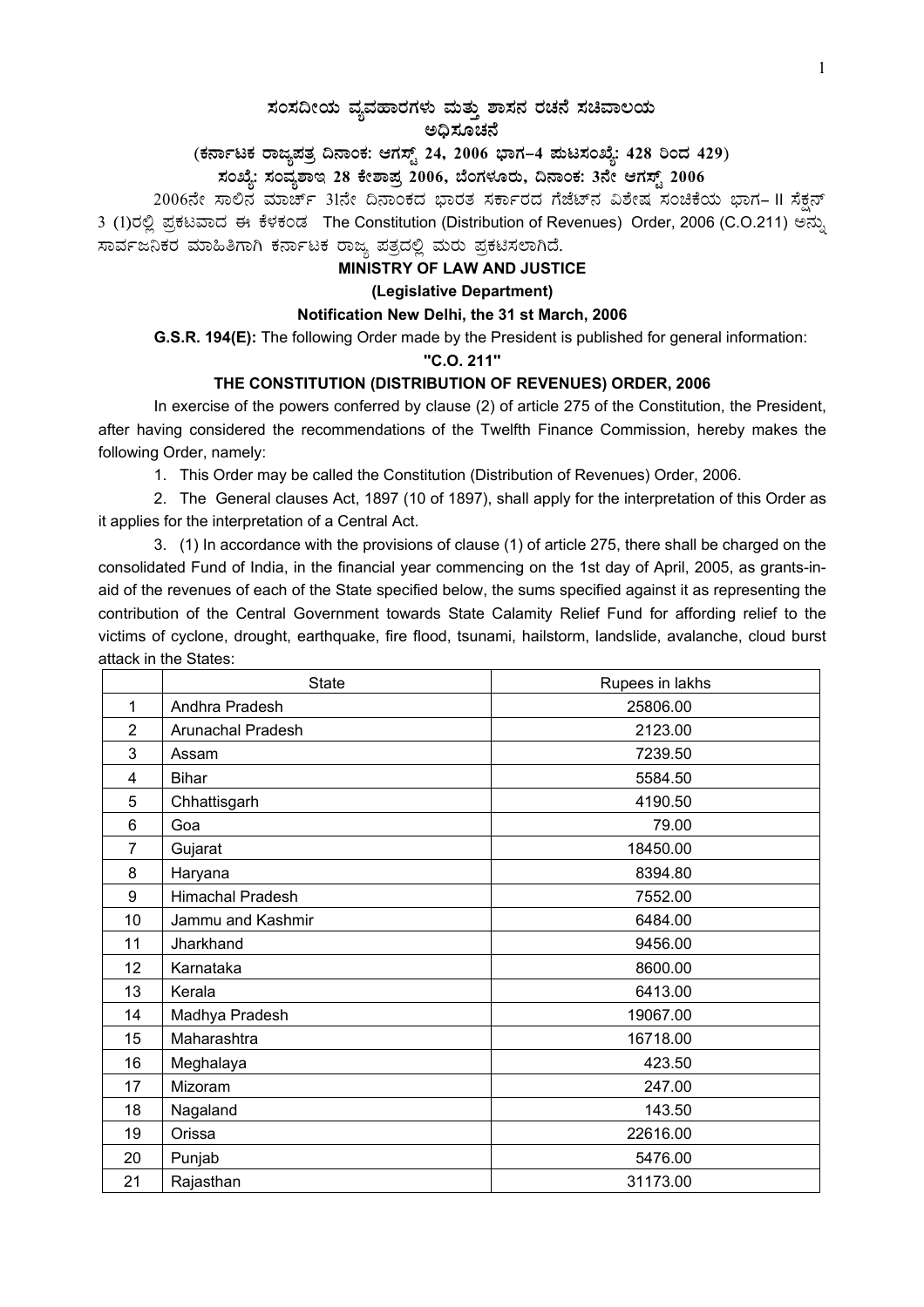# ಸಂಸದೀಯ ವ್ಯವಹಾರಗಳು ಮತ್ತು ಶಾಸನ ರಚನೆ ಸಚಿವಾಲಯ

## ಅಧಿಸೂಚನೆ

**(ಕರ್ನಾಟಕ ರಾಜ್ಯಪತ್ರ ದಿನಾಂಕ: ಆಗಸ್ಟ್ 24, 2006 ಭಾಗ–4 ಪುಟಸಂಖ್ಯೆ: 428 ರಿಂದ 429)**

**ಸಂಖ್ಯೆ: ಸಂವ್ಯಶಾಇ 28 ಕೇಶಾಪ್ರ 2006, ಬೆಂಗಳೂರು, ದಿನಾಂಕ: 3ನೇ ಆಗಸ್ಟ್ 2006**

2006ನೇ ಸಾಲಿನ ಮಾರ್ಚ್ 31ನೇ ದಿನಾಂಕದ ಭಾರತ ಸರ್ಕಾರದ ಗೆಜೆಟ್‌ನ ವಿಶೇಷ ಸಂಚಿಕೆಯ ಭಾಗ– II ಸೆಕ್ಷನ್ 3 (1)ರಲ್ಲಿ ಪ್ರಕಟವಾದ ಈ ಕೆಳಕಂಡ The Constitution (Distribution of Revenues) Order, 2006 (C.O.211) ಅನ್ನು ಸಾರ್ವಜನಿಕರ ಮಾಹಿತಿಗಾಗಿ ಕರ್ನಾಟಕ ರಾಜ್ಯ ಪತ್ರದಲ್ಲಿ ಮರು ಪ್ರಕಟಿಸಲಾಗಿದೆ.

**MINISTRY OF LAW AND JUSTICE**

**(Legislative Department)**

**Notification New Delhi, the 31 st March, 2006**

**G.S.R. 194(E):** The following Order made by the President is published for general information:

**"C.O. 211"**

**THE CONSTITUTION (DISTRIBUTION OF REVENUES) ORDER, 2006**

In exercise of the powers conferred by clause (2) of article 275 of the Constitution, the President, after having considered the recommendations of the Twelfth Finance Commission, hereby makes the following Order, namely:

1. This Order may be called the Constitution (Distribution of Revenues) Order, 2006.

2. The General clauses Act, 1897 (10 of 1897), shall apply for the interpretation of this Order as it applies for the interpretation of a Central Act.

3. (1) In accordance with the provisions of clause (1) of article 275, there shall be charged on the consolidated Fund of India, in the financial year commencing on the 1st day of April, 2005, as grants-in-aid of the revenues of each of the State specified below, the sums specified against it as representing the contribution of the Central Government towards State Calamity Relief Fund for affording relief to the victims of cyclone, drought, earthquake, fire flood, tsunami, hailstorm, landslide, avalanche, cloud burst attack in the States:

| | State | Rupees in lakhs |
|---|---|---|
| 1 | Andhra Pradesh | 25806.00 |
| 2 | Arunachal Pradesh | 2123.00 |
| 3 | Assam | 7239.50 |
| 4 | Bihar | 5584.50 |
| 5 | Chhattisgarh | 4190.50 |
| 6 | Goa | 79.00 |
| 7 | Gujarat | 18450.00 |
| 8 | Haryana | 8394.80 |
| 9 | Himachal Pradesh | 7552.00 |
| 10 | Jammu and Kashmir | 6484.00 |
| 11 | Jharkhand | 9456.00 |
| 12 | Karnataka | 8600.00 |
| 13 | Kerala | 6413.00 |
| 14 | Madhya Pradesh | 19067.00 |
| 15 | Maharashtra | 16718.00 |
| 16 | Meghalaya | 423.50 |
| 17 | Mizoram | 247.00 |
| 18 | Nagaland | 143.50 |
| 19 | Orissa | 22616.00 |
| 20 | Punjab | 5476.00 |
| 21 | Rajasthan | 31173.00 |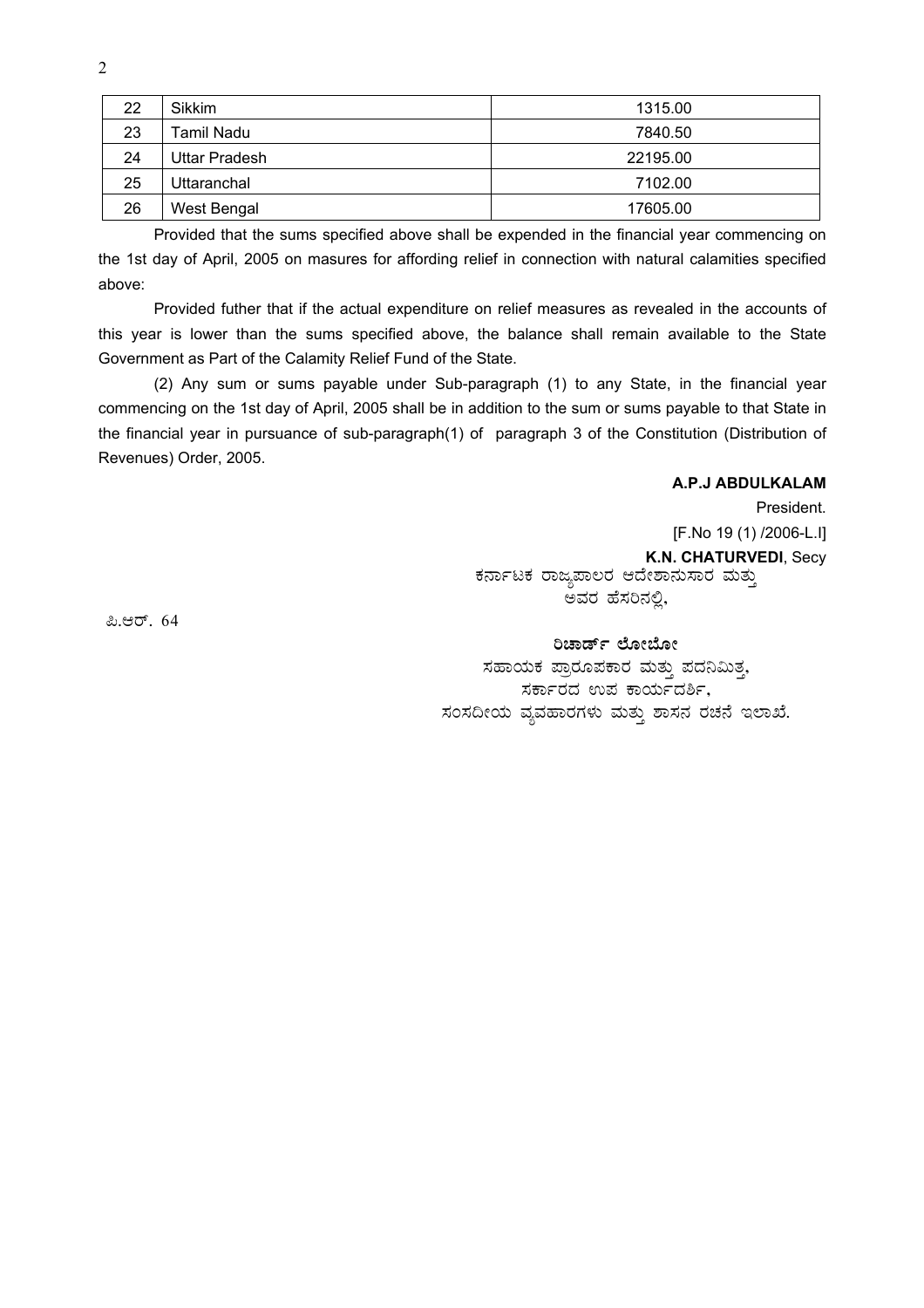| | | |
|---|---|---|
| 22 | Sikkim | 1315.00 |
| 23 | Tamil Nadu | 7840.50 |
| 24 | Uttar Pradesh | 22195.00 |
| 25 | Uttaranchal | 7102.00 |
| 26 | West Bengal | 17605.00 |

Provided that the sums specified above shall be expended in the financial year commencing on the 1st day of April, 2005 on masures for affording relief in connection with natural calamities specified above:

Provided futher that if the actual expenditure on relief measures as revealed in the accounts of this year is lower than the sums specified above, the balance shall remain available to the State Government as Part of the Calamity Relief Fund of the State.

(2) Any sum or sums payable under Sub-paragraph (1) to any State, in the financial year commencing on the 1st day of April, 2005 shall be in addition to the sum or sums payable to that State in the financial year in pursuance of sub-paragraph(1) of paragraph 3 of the Constitution (Distribution of Revenues) Order, 2005.

**A.P.J ABDULKALAM**

President.

[F.No 19 (1) /2006-L.I]

**K.N. CHATURVEDI**, Secy

ಕರ್ನಾಟಕ ರಾಜ್ಯಪಾಲರ ಆದೇಶಾನುಸಾರ ಮತ್ತು
ಅವರ ಹೆಸರಿನಲ್ಲಿ,

ಪಿ.ಆರ್. 64

**ರಿಚಾರ್ಡ್ ಲೋಬೋ**

ಸಹಾಯಕ ಪ್ರಾರೂಪಕಾರ ಮತ್ತು ಪದನಿಮಿತ್ತ,
ಸರ್ಕಾರದ ಉಪ ಕಾರ್ಯದರ್ಶಿ,
ಸಂಸದೀಯ ವ್ಯವಹಾರಗಳು ಮತ್ತು ಶಾಸನ ರಚನೆ ಇಲಾಖೆ.